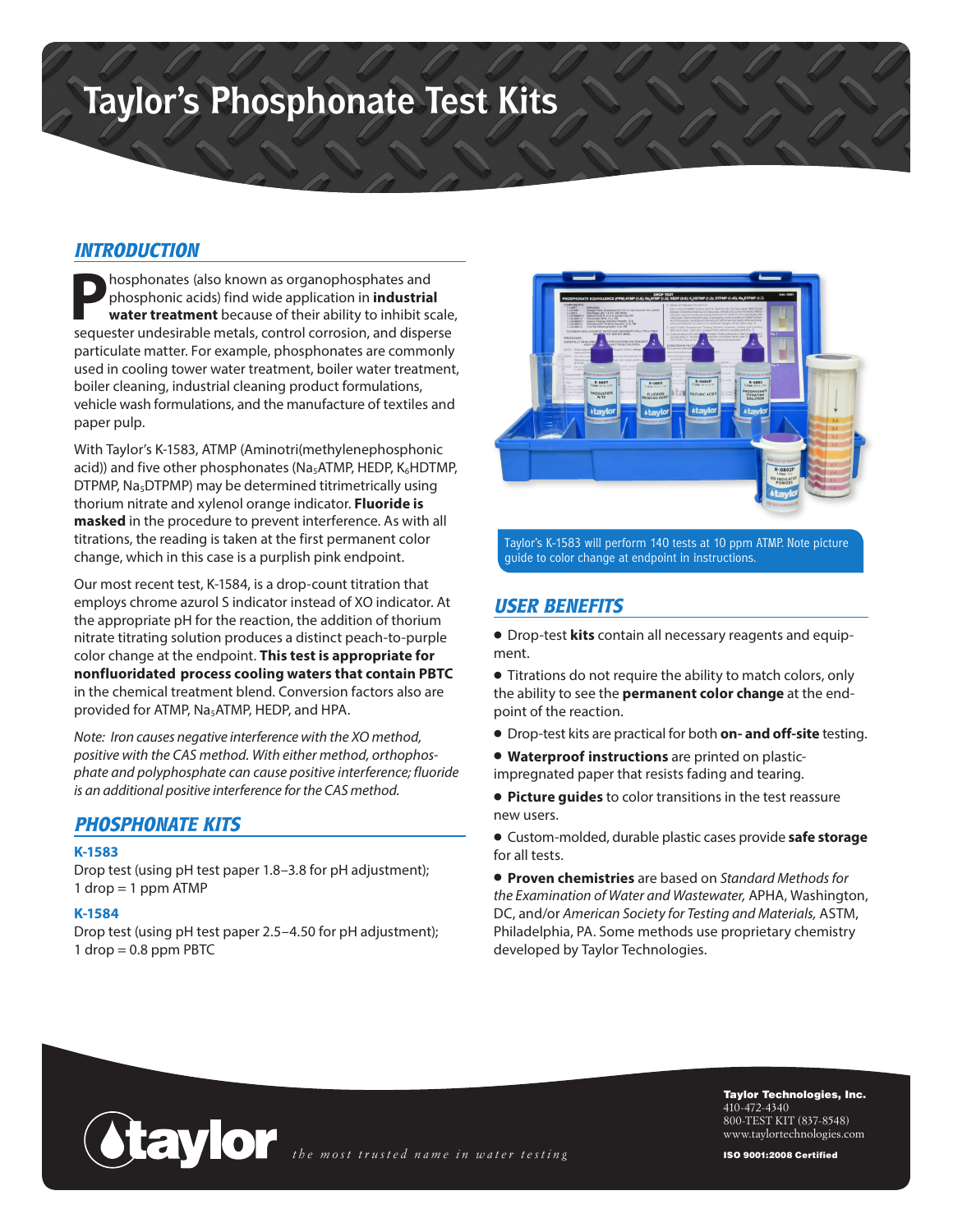# Taylor's Phosphonate Test Kits

## INTRODUCTION

Phosphonates (also known as organophosphates and phosphonic acids) find wide application in **industrial water treatment** because of their ability to inhibit scale, sequester undesirable metals, control corrosion, and disperse particulate matter. For example, phosphonates are commonly used in cooling tower water treatment, boiler water treatment, boiler cleaning, industrial cleaning product formulations, vehicle wash formulations, and the manufacture of textiles and paper pulp.

With Taylor's K-1583, ATMP (Aminotri(methylenephosphonic acid)) and five other phosphonates ($Na_5$ATMP, HEDP, $K_6$HDTMP, DTPMP, $Na_5$DTPMP) may be determined titrimetrically using thorium nitrate and xylenol orange indicator. **Fluoride is masked** in the procedure to prevent interference. As with all titrations, the reading is taken at the first permanent color change, which in this case is a purplish pink endpoint.

Our most recent test, K-1584, is a drop-count titration that employs chrome azurol S indicator instead of XO indicator. At the appropriate pH for the reaction, the addition of thorium nitrate titrating solution produces a distinct peach-to-purple color change at the endpoint. **This test is appropriate for nonfluoridated process cooling waters that contain PBTC** in the chemical treatment blend. Conversion factors also are provided for ATMP, $Na_5$ATMP, HEDP, and HPA.

*Note: Iron causes negative interference with the XO method, positive with the CAS method. With either method, orthophosphate and polyphosphate can cause positive interference; fluoride is an additional positive interference for the CAS method.*

Taylor's K-1583 will perform 140 tests at 10 ppm ATMP. Note picture guide to color change at endpoint in instructions.

## PHOSPHONATE KITS

### K-1583

Drop test (using pH test paper 1.8–3.8 for pH adjustment); 1 drop = 1 ppm ATMP

### K-1584

Drop test (using pH test paper 2.5–4.50 for pH adjustment); 1 drop = 0.8 ppm PBTC

## USER BENEFITS

- Drop-test **kits** contain all necessary reagents and equipment.
- Titrations do not require the ability to match colors, only the ability to see the **permanent color change** at the endpoint of the reaction.
- Drop-test kits are practical for both **on- and off-site** testing.
- **Waterproof instructions** are printed on plastic-impregnated paper that resists fading and tearing.
- **Picture guides** to color transitions in the test reassure new users.
- Custom-molded, durable plastic cases provide **safe storage** for all tests.
- **Proven chemistries** are based on *Standard Methods for the Examination of Water and Wastewater,* APHA, Washington, DC, and/or *American Society for Testing and Materials,* ASTM, Philadelphia, PA. Some methods use proprietary chemistry developed by Taylor Technologies.

taylor *the most trusted name in water testing*

**Taylor Technologies, Inc.**
410-472-4340
800-TEST KIT (837-8548)
www.taylortechnologies.com

**ISO 9001:2008 Certified**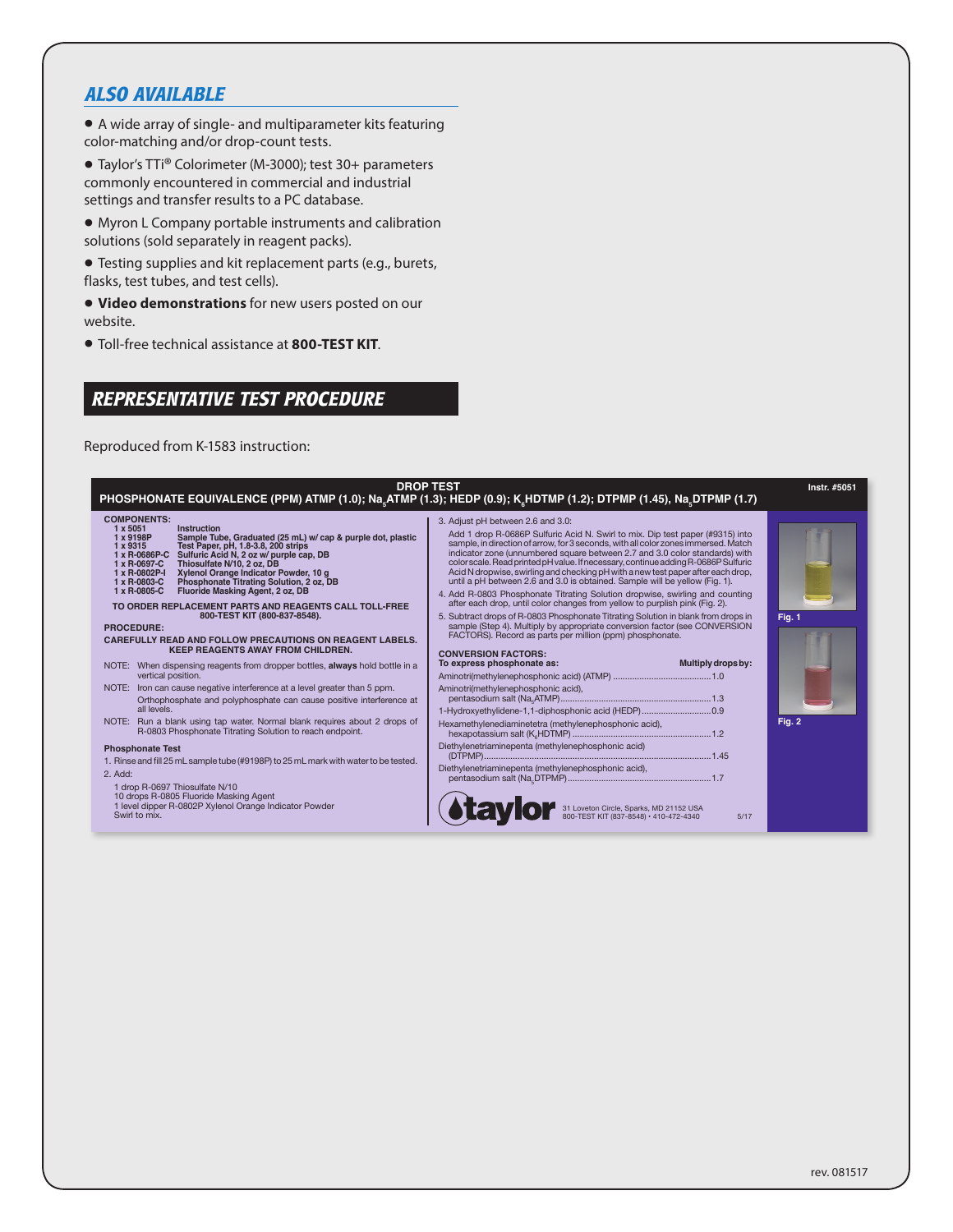## *ALSO AVAILABLE*

- A wide array of single- and multiparameter kits featuring color-matching and/or drop-count tests.
- Taylor's TTi® Colorimeter (M-3000); test 30+ parameters commonly encountered in commercial and industrial settings and transfer results to a PC database.
- Myron L Company portable instruments and calibration solutions (sold separately in reagent packs).
- Testing supplies and kit replacement parts (e.g., burets, flasks, test tubes, and test cells).
- **Video demonstrations** for new users posted on our website.
- Toll-free technical assistance at **800-TEST KIT**.

## *REPRESENTATIVE TEST PROCEDURE*

Reproduced from K-1583 instruction:

### DROP TEST
### PHOSPHONATE EQUIVALENCE (PPM) ATMP (1.0); $Na_5$ATMP (1.3); HEDP (0.9); $K_6$HDTMP (1.2); DTPMP (1.45), $Na_5$DTPMP (1.7)

Instr. #5051

**COMPONENTS:**

| | |
|---|---|
| 1 x 5051 | Instruction |
| 1 x 9198P | Sample Tube, Graduated (25 mL) w/ cap & purple dot, plastic |
| 1 x 9315 | Test Paper, pH, 1.8-3.8, 200 strips |
| 1 x R-0686P-C | Sulfuric Acid N, 2 oz w/ purple cap, DB |
| 1 x R-0697-C | Thiosulfate N/10, 2 oz, DB |
| 1 x R-0802P-I | Xylenol Orange Indicator Powder, 10 g |
| 1 x R-0803-C | Phosphonate Titrating Solution, 2 oz, DB |
| 1 x R-0805-C | Fluoride Masking Agent, 2 oz, DB |

**TO ORDER REPLACEMENT PARTS AND REAGENTS CALL TOLL-FREE 800-TEST KIT (800-837-8548).**

**PROCEDURE:**

**CAREFULLY READ AND FOLLOW PRECAUTIONS ON REAGENT LABELS. KEEP REAGENTS AWAY FROM CHILDREN.**

NOTE: When dispensing reagents from dropper bottles, **always** hold bottle in a vertical position.

NOTE: Iron can cause negative interference at a level greater than 5 ppm. Orthophosphate and polyphosphate can cause positive interference at all levels.

NOTE: Run a blank using tap water. Normal blank requires about 2 drops of R-0803 Phosphonate Titrating Solution to reach endpoint.

**Phosphonate Test**

1. Rinse and fill 25 mL sample tube (#9198P) to 25 mL mark with water to be tested.
2. Add:
   1 drop R-0697 Thiosulfate N/10
   10 drops R-0805 Fluoride Masking Agent
   1 level dipper R-0802P Xylenol Orange Indicator Powder
   Swirl to mix.
3. Adjust pH between 2.6 and 3.0:
   Add 1 drop R-0686P Sulfuric Acid N. Swirl to mix. Dip test paper (#9315) into sample, in direction of arrow, for 3 seconds, with all color zones immersed. Match indicator zone (unnumbered square between 2.7 and 3.0 color standards) with color scale. Read printed pH value. If necessary, continue adding R-0686P Sulfuric Acid N dropwise, swirling and checking pH with a new test paper after each drop, until a pH between 2.6 and 3.0 is obtained. Sample will be yellow (Fig. 1).
4. Add R-0803 Phosphonate Titrating Solution dropwise, swirling and counting after each drop, until color changes from yellow to purplish pink (Fig. 2).
5. Subtract drops of R-0803 Phosphonate Titrating Solution in blank from drops in sample (Step 4). Multiply by appropriate conversion factor (see CONVERSION FACTORS). Record as parts per million (ppm) phosphonate.

**CONVERSION FACTORS:**

| To express phosphonate as: | Multiply drops by: |
|---|---|
| Aminotri(methylenephosphonic acid) (ATMP) | 1.0 |
| Aminotri(methylenephosphonic acid), pentasodium salt ($Na_5$ATMP) | 1.3 |
| 1-Hydroxyethylidene-1,1-diphosphonic acid (HEDP) | 0.9 |
| Hexamethylenediaminetetra (methylenephosphonic acid), hexapotassium salt ($K_6$HDTMP) | 1.2 |
| Diethylenetriaminepenta (methylenephosphonic acid) (DTPMP) | 1.45 |
| Diethylenetriaminepenta (methylenephosphonic acid), pentasodium salt ($Na_5$DTPMP) | 1.7 |

Fig. 1

Fig. 2

taylor 31 Loveton Circle, Sparks, MD 21152 USA 800-TEST KIT (837-8548) • 410-472-4340 5/17

rev. 081517